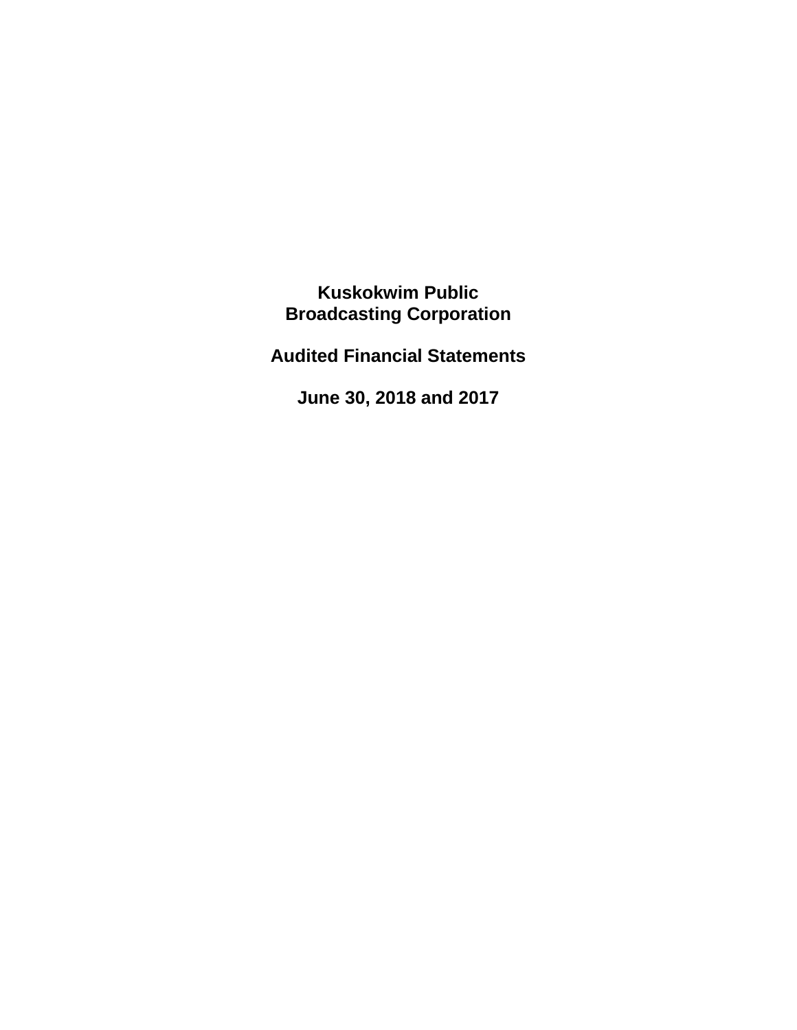# Kuskokwim Public Broadcasting Corporation

## Audited Financial Statements

## June 30, 2018 and 2017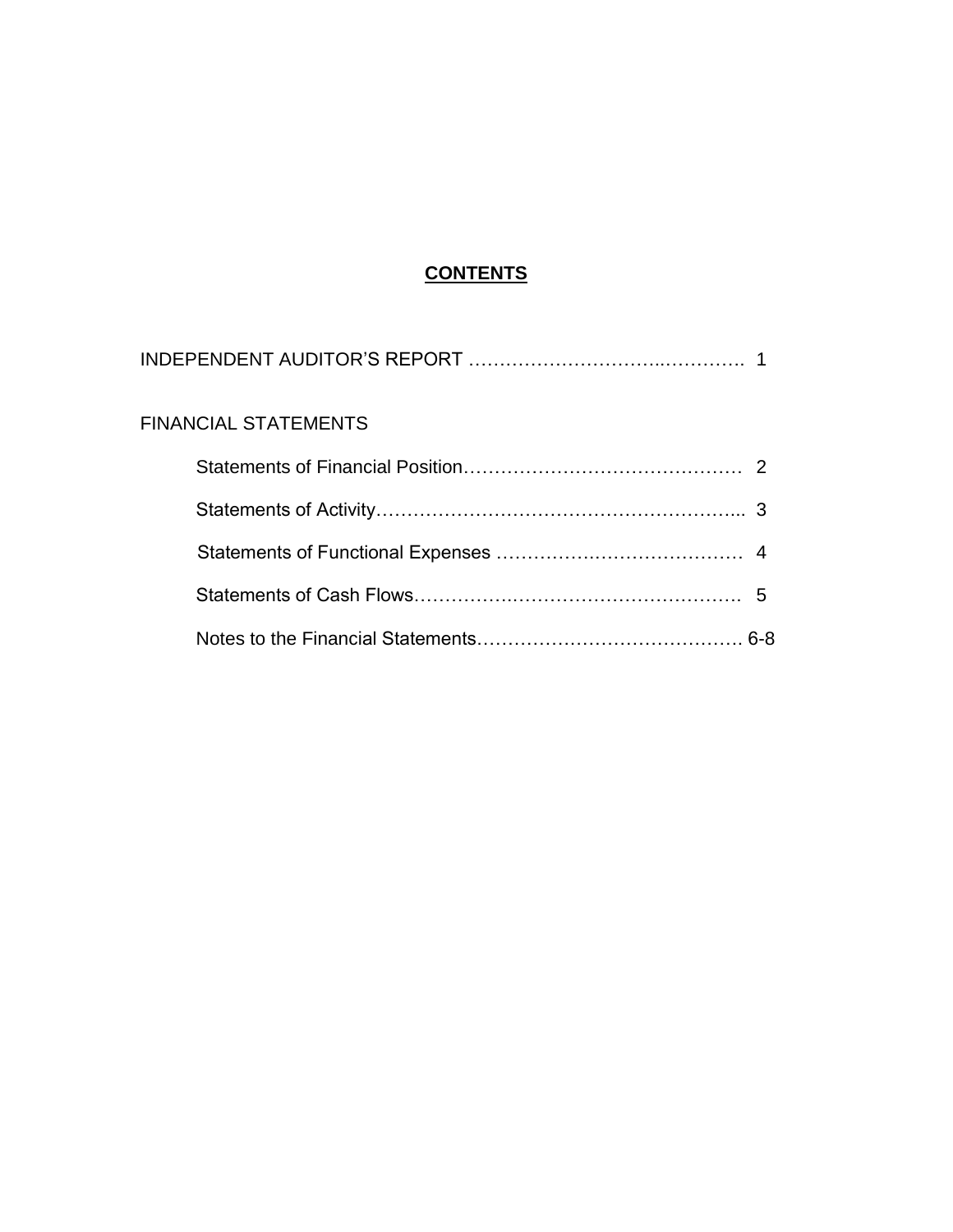# CONTENTS

INDEPENDENT AUDITOR'S REPORT ........................................ 1

FINANCIAL STATEMENTS

- Statements of Financial Position........................................ 2
- Statements of Activity.................................................... 3
- Statements of Functional Expenses .................................... 4
- Statements of Cash Flows................................................. 5
- Notes to the Financial Statements...................................... 6-8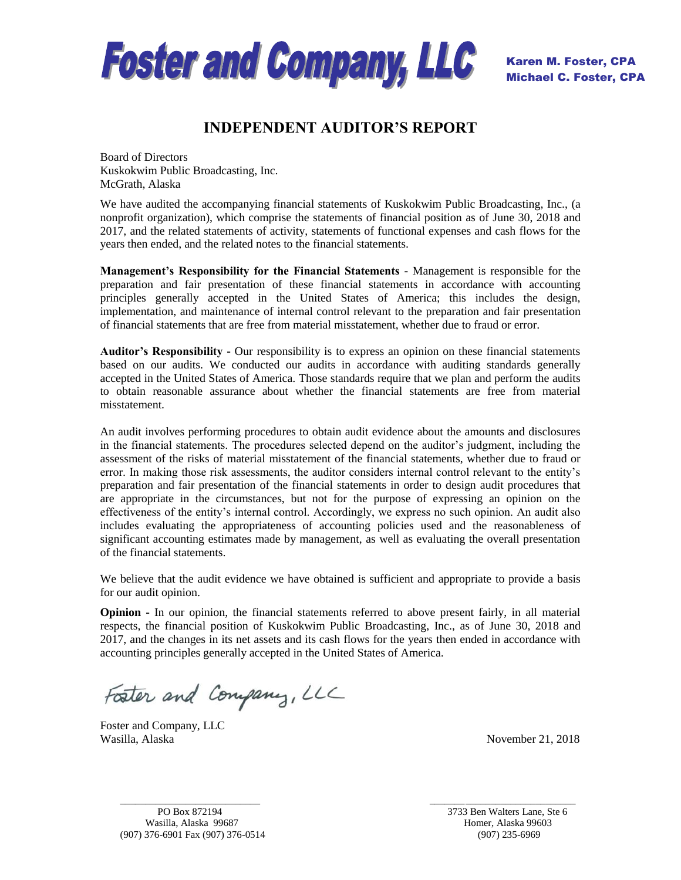**Foster and Company, LLC**

Karen M. Foster, CPA
Michael C. Foster, CPA

# INDEPENDENT AUDITOR'S REPORT

Board of Directors
Kuskokwim Public Broadcasting, Inc.
McGrath, Alaska

We have audited the accompanying financial statements of Kuskokwim Public Broadcasting, Inc., (a nonprofit organization), which comprise the statements of financial position as of June 30, 2018 and 2017, and the related statements of activity, statements of functional expenses and cash flows for the years then ended, and the related notes to the financial statements.

**Management's Responsibility for the Financial Statements -** Management is responsible for the preparation and fair presentation of these financial statements in accordance with accounting principles generally accepted in the United States of America; this includes the design, implementation, and maintenance of internal control relevant to the preparation and fair presentation of financial statements that are free from material misstatement, whether due to fraud or error.

**Auditor's Responsibility -** Our responsibility is to express an opinion on these financial statements based on our audits. We conducted our audits in accordance with auditing standards generally accepted in the United States of America. Those standards require that we plan and perform the audits to obtain reasonable assurance about whether the financial statements are free from material misstatement.

An audit involves performing procedures to obtain audit evidence about the amounts and disclosures in the financial statements. The procedures selected depend on the auditor's judgment, including the assessment of the risks of material misstatement of the financial statements, whether due to fraud or error. In making those risk assessments, the auditor considers internal control relevant to the entity's preparation and fair presentation of the financial statements in order to design audit procedures that are appropriate in the circumstances, but not for the purpose of expressing an opinion on the effectiveness of the entity's internal control. Accordingly, we express no such opinion. An audit also includes evaluating the appropriateness of accounting policies used and the reasonableness of significant accounting estimates made by management, as well as evaluating the overall presentation of the financial statements.

We believe that the audit evidence we have obtained is sufficient and appropriate to provide a basis for our audit opinion.

**Opinion -** In our opinion, the financial statements referred to above present fairly, in all material respects, the financial position of Kuskokwim Public Broadcasting, Inc., as of June 30, 2018 and 2017, and the changes in its net assets and its cash flows for the years then ended in accordance with accounting principles generally accepted in the United States of America.

*Foster and Company, LLC*

Foster and Company, LLC
Wasilla, Alaska

November 21, 2018

PO Box 872194
Wasilla, Alaska 99687
(907) 376-6901 Fax (907) 376-0514

3733 Ben Walters Lane, Ste 6
Homer, Alaska 99603
(907) 235-6969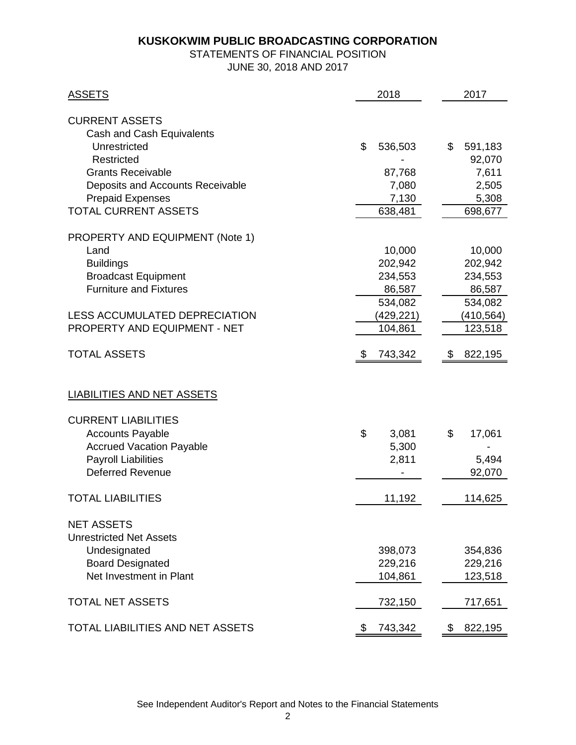# KUSKOKWIM PUBLIC BROADCASTING CORPORATION

STATEMENTS OF FINANCIAL POSITION

JUNE 30, 2018 AND 2017

| ASSETS | 2018 | 2017 |
|---|---|---|
| **CURRENT ASSETS** | | |
| Cash and Cash Equivalents | | |
| Unrestricted | $ 536,503 | $ 591,183 |
| Restricted | - | 92,070 |
| Grants Receivable | 87,768 | 7,611 |
| Deposits and Accounts Receivable | 7,080 | 2,505 |
| Prepaid Expenses | 7,130 | 5,308 |
| TOTAL CURRENT ASSETS | 638,481 | 698,677 |
| **PROPERTY AND EQUIPMENT (Note 1)** | | |
| Land | 10,000 | 10,000 |
| Buildings | 202,942 | 202,942 |
| Broadcast Equipment | 234,553 | 234,553 |
| Furniture and Fixtures | 86,587 | 86,587 |
| | 534,082 | 534,082 |
| LESS ACCUMULATED DEPRECIATION | (429,221) | (410,564) |
| PROPERTY AND EQUIPMENT - NET | 104,861 | 123,518 |
| TOTAL ASSETS | $ 743,342 | $ 822,195 |

| LIABILITIES AND NET ASSETS | 2018 | 2017 |
|---|---|---|
| **CURRENT LIABILITIES** | | |
| Accounts Payable | $ 3,081 | $ 17,061 |
| Accrued Vacation Payable | 5,300 | - |
| Payroll Liabilities | 2,811 | 5,494 |
| Deferred Revenue | - | 92,070 |
| TOTAL LIABILITIES | 11,192 | 114,625 |
| **NET ASSETS** | | |
| Unrestricted Net Assets | | |
| Undesignated | 398,073 | 354,836 |
| Board Designated | 229,216 | 229,216 |
| Net Investment in Plant | 104,861 | 123,518 |
| TOTAL NET ASSETS | 732,150 | 717,651 |
| TOTAL LIABILITIES AND NET ASSETS | $ 743,342 | $ 822,195 |

See Independent Auditor's Report and Notes to the Financial Statements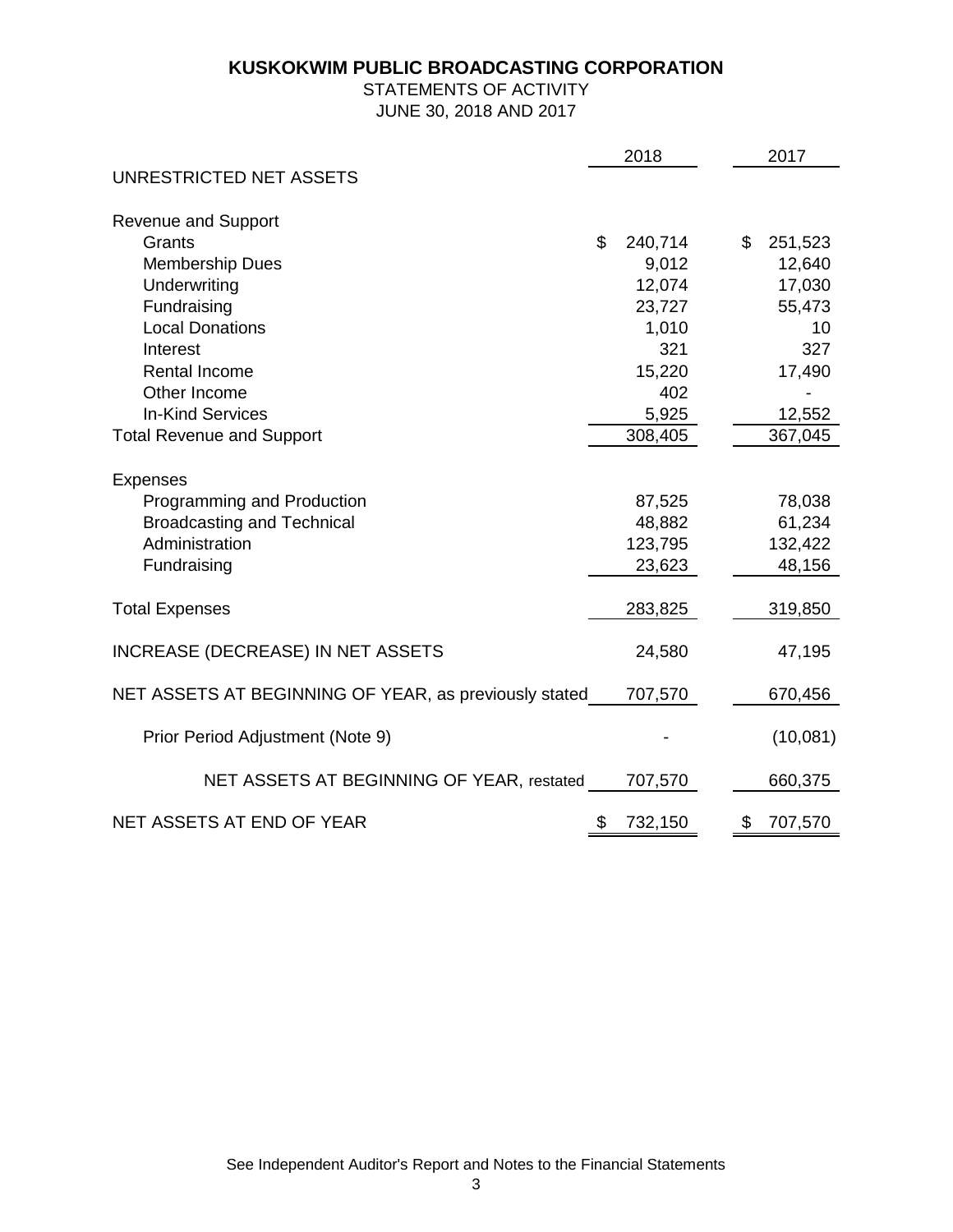# KUSKOKWIM PUBLIC BROADCASTING CORPORATION

STATEMENTS OF ACTIVITY

JUNE 30, 2018 AND 2017

| | 2018 | 2017 |
|---|---|---|
| UNRESTRICTED NET ASSETS | | |
| Revenue and Support | | |
| Grants | $ 240,714 | $ 251,523 |
| Membership Dues | 9,012 | 12,640 |
| Underwriting | 12,074 | 17,030 |
| Fundraising | 23,727 | 55,473 |
| Local Donations | 1,010 | 10 |
| Interest | 321 | 327 |
| Rental Income | 15,220 | 17,490 |
| Other Income | 402 | - |
| In-Kind Services | 5,925 | 12,552 |
| Total Revenue and Support | 308,405 | 367,045 |
| Expenses | | |
| Programming and Production | 87,525 | 78,038 |
| Broadcasting and Technical | 48,882 | 61,234 |
| Administration | 123,795 | 132,422 |
| Fundraising | 23,623 | 48,156 |
| Total Expenses | 283,825 | 319,850 |
| INCREASE (DECREASE) IN NET ASSETS | 24,580 | 47,195 |
| NET ASSETS AT BEGINNING OF YEAR, as previously stated | 707,570 | 670,456 |
| Prior Period Adjustment (Note 9) | - | (10,081) |
| NET ASSETS AT BEGINNING OF YEAR, restated | 707,570 | 660,375 |
| NET ASSETS AT END OF YEAR | $ 732,150 | $ 707,570 |

See Independent Auditor's Report and Notes to the Financial Statements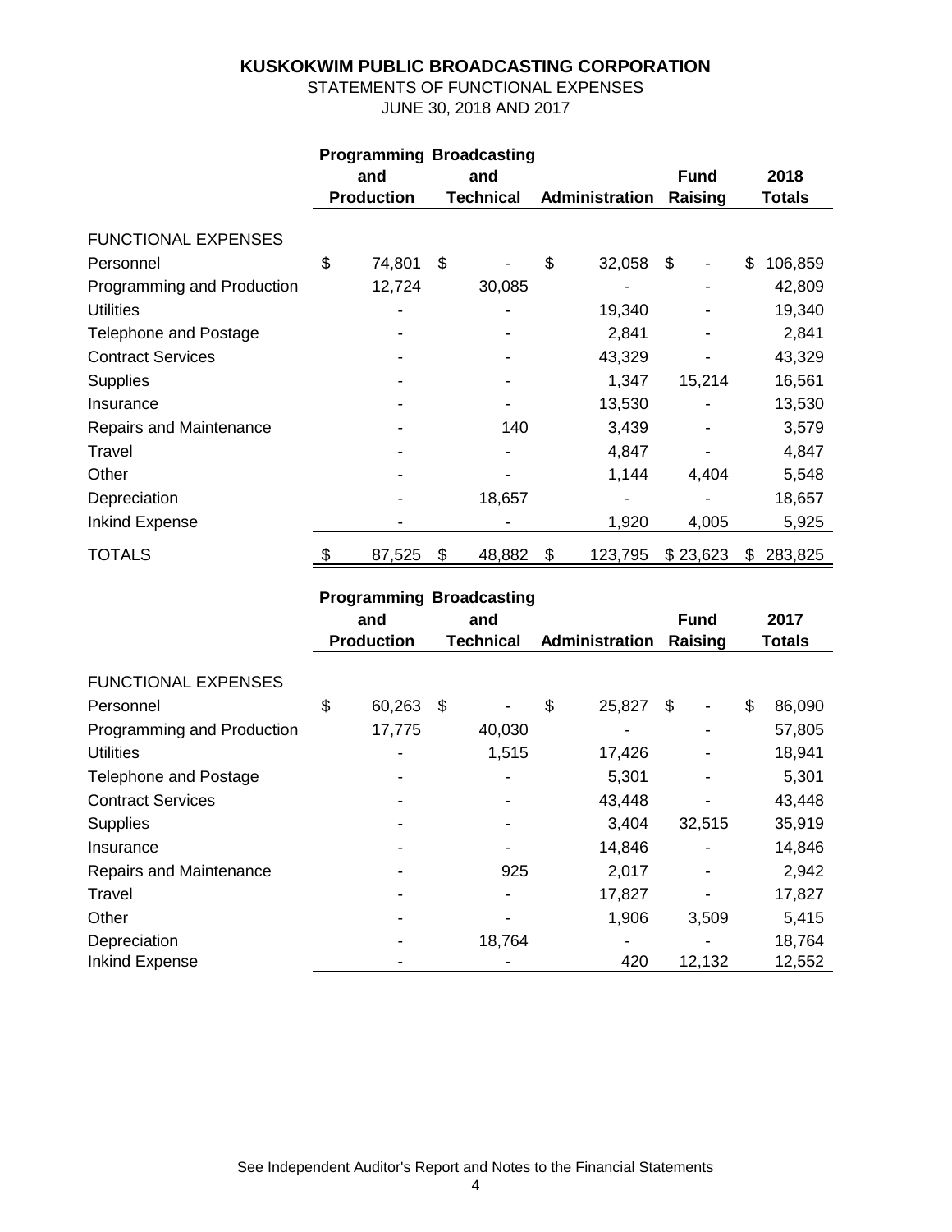# KUSKOKWIM PUBLIC BROADCASTING CORPORATION

STATEMENTS OF FUNCTIONAL EXPENSES

JUNE 30, 2018 AND 2017

| | Programming and Production | Broadcasting and Technical | Administration | Fund Raising | 2018 Totals |
|---|---|---|---|---|---|
| FUNCTIONAL EXPENSES | | | | | |
| Personnel | $ 74,801 | $ - | $ 32,058 | $ - | $ 106,859 |
| Programming and Production | 12,724 | 30,085 | - | - | 42,809 |
| Utilities | - | - | 19,340 | - | 19,340 |
| Telephone and Postage | - | - | 2,841 | - | 2,841 |
| Contract Services | - | - | 43,329 | - | 43,329 |
| Supplies | - | - | 1,347 | 15,214 | 16,561 |
| Insurance | - | - | 13,530 | - | 13,530 |
| Repairs and Maintenance | - | 140 | 3,439 | - | 3,579 |
| Travel | - | - | 4,847 | - | 4,847 |
| Other | - | - | 1,144 | 4,404 | 5,548 |
| Depreciation | - | 18,657 | - | - | 18,657 |
| Inkind Expense | - | - | 1,920 | 4,005 | 5,925 |
| TOTALS | $ 87,525 | $ 48,882 | $ 123,795 | $ 23,623 | $ 283,825 |

| | Programming and Production | Broadcasting and Technical | Administration | Fund Raising | 2017 Totals |
|---|---|---|---|---|---|
| FUNCTIONAL EXPENSES | | | | | |
| Personnel | $ 60,263 | $ - | $ 25,827 | $ - | $ 86,090 |
| Programming and Production | 17,775 | 40,030 | - | - | 57,805 |
| Utilities | - | 1,515 | 17,426 | - | 18,941 |
| Telephone and Postage | - | - | 5,301 | - | 5,301 |
| Contract Services | - | - | 43,448 | - | 43,448 |
| Supplies | - | - | 3,404 | 32,515 | 35,919 |
| Insurance | - | - | 14,846 | - | 14,846 |
| Repairs and Maintenance | - | 925 | 2,017 | - | 2,942 |
| Travel | - | - | 17,827 | - | 17,827 |
| Other | - | - | 1,906 | 3,509 | 5,415 |
| Depreciation | - | 18,764 | - | - | 18,764 |
| Inkind Expense | - | - | 420 | 12,132 | 12,552 |

See Independent Auditor's Report and Notes to the Financial Statements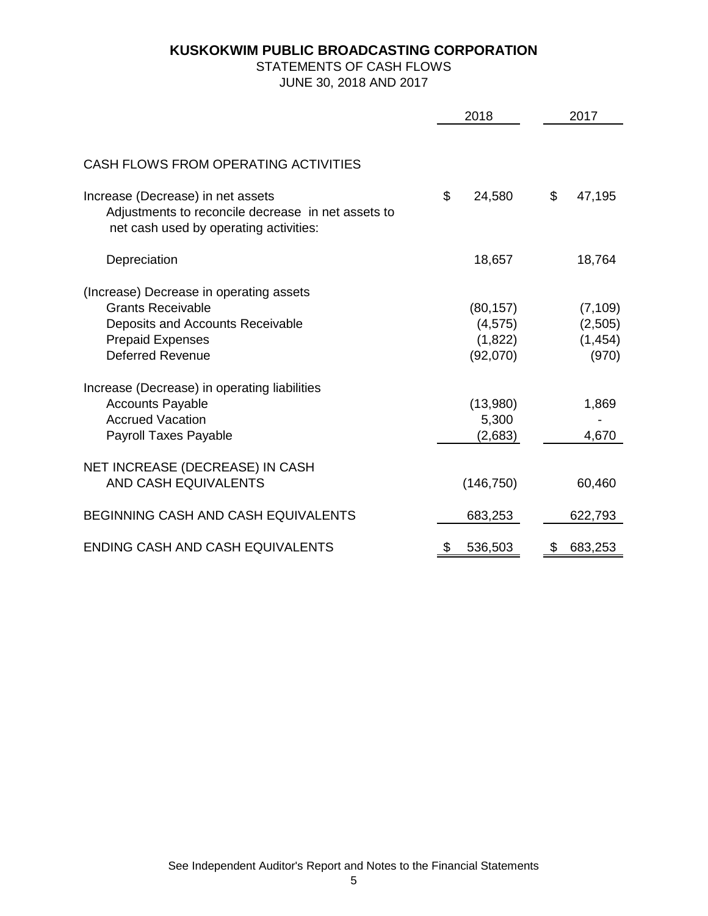# KUSKOKWIM PUBLIC BROADCASTING CORPORATION

STATEMENTS OF CASH FLOWS

JUNE 30, 2018 AND 2017

| | 2018 | 2017 |
|---|---|---|
| CASH FLOWS FROM OPERATING ACTIVITIES | | |
| Increase (Decrease) in net assets | $ 24,580 | $ 47,195 |
| Adjustments to reconcile decrease in net assets to net cash used by operating activities: | | |
| Depreciation | 18,657 | 18,764 |
| (Increase) Decrease in operating assets | | |
| Grants Receivable | (80,157) | (7,109) |
| Deposits and Accounts Receivable | (4,575) | (2,505) |
| Prepaid Expenses | (1,822) | (1,454) |
| Deferred Revenue | (92,070) | (970) |
| Increase (Decrease) in operating liabilities | | |
| Accounts Payable | (13,980) | 1,869 |
| Accrued Vacation | 5,300 | - |
| Payroll Taxes Payable | (2,683) | 4,670 |
| NET INCREASE (DECREASE) IN CASH AND CASH EQUIVALENTS | (146,750) | 60,460 |
| BEGINNING CASH AND CASH EQUIVALENTS | 683,253 | 622,793 |
| ENDING CASH AND CASH EQUIVALENTS | $ 536,503 | $ 683,253 |

See Independent Auditor's Report and Notes to the Financial Statements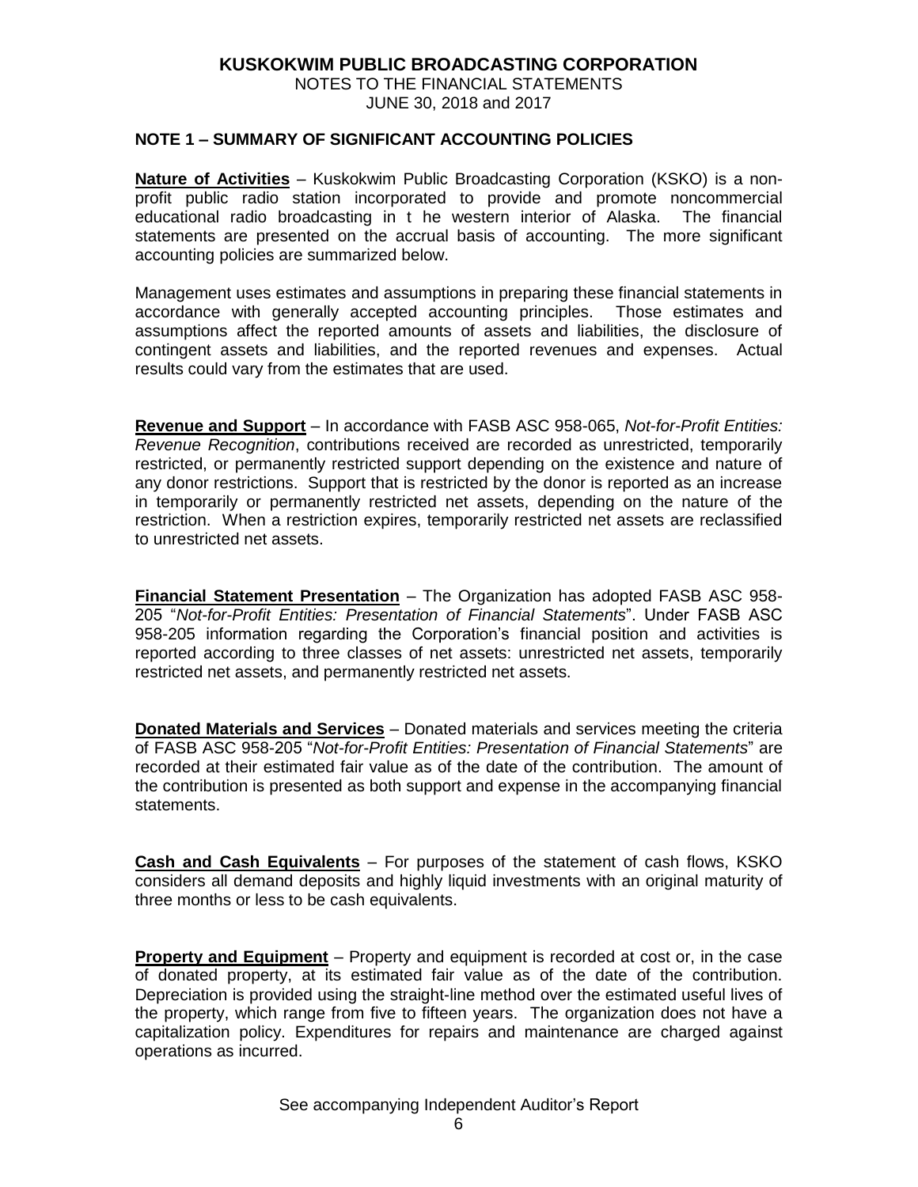# KUSKOKWIM PUBLIC BROADCASTING CORPORATION

NOTES TO THE FINANCIAL STATEMENTS
JUNE 30, 2018 and 2017

## NOTE 1 – SUMMARY OF SIGNIFICANT ACCOUNTING POLICIES

**Nature of Activities** – Kuskokwim Public Broadcasting Corporation (KSKO) is a non-profit public radio station incorporated to provide and promote noncommercial educational radio broadcasting in t he western interior of Alaska. The financial statements are presented on the accrual basis of accounting. The more significant accounting policies are summarized below.

Management uses estimates and assumptions in preparing these financial statements in accordance with generally accepted accounting principles. Those estimates and assumptions affect the reported amounts of assets and liabilities, the disclosure of contingent assets and liabilities, and the reported revenues and expenses. Actual results could vary from the estimates that are used.

**Revenue and Support** – In accordance with FASB ASC 958-065, *Not-for-Profit Entities: Revenue Recognition*, contributions received are recorded as unrestricted, temporarily restricted, or permanently restricted support depending on the existence and nature of any donor restrictions. Support that is restricted by the donor is reported as an increase in temporarily or permanently restricted net assets, depending on the nature of the restriction. When a restriction expires, temporarily restricted net assets are reclassified to unrestricted net assets.

**Financial Statement Presentation** – The Organization has adopted FASB ASC 958-205 "*Not-for-Profit Entities: Presentation of Financial Statements*". Under FASB ASC 958-205 information regarding the Corporation's financial position and activities is reported according to three classes of net assets: unrestricted net assets, temporarily restricted net assets, and permanently restricted net assets.

**Donated Materials and Services** – Donated materials and services meeting the criteria of FASB ASC 958-205 "*Not-for-Profit Entities: Presentation of Financial Statements*" are recorded at their estimated fair value as of the date of the contribution. The amount of the contribution is presented as both support and expense in the accompanying financial statements.

**Cash and Cash Equivalents** – For purposes of the statement of cash flows, KSKO considers all demand deposits and highly liquid investments with an original maturity of three months or less to be cash equivalents.

**Property and Equipment** – Property and equipment is recorded at cost or, in the case of donated property, at its estimated fair value as of the date of the contribution. Depreciation is provided using the straight-line method over the estimated useful lives of the property, which range from five to fifteen years. The organization does not have a capitalization policy. Expenditures for repairs and maintenance are charged against operations as incurred.

See accompanying Independent Auditor's Report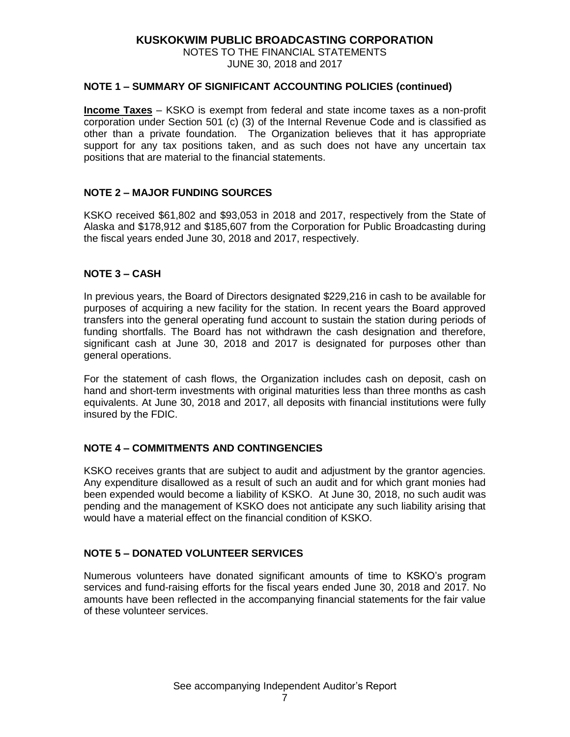**KUSKOKWIM PUBLIC BROADCASTING CORPORATION**
NOTES TO THE FINANCIAL STATEMENTS
JUNE 30, 2018 and 2017

### NOTE 1 – SUMMARY OF SIGNIFICANT ACCOUNTING POLICIES (continued)

**Income Taxes** – KSKO is exempt from federal and state income taxes as a non-profit corporation under Section 501 (c) (3) of the Internal Revenue Code and is classified as other than a private foundation. The Organization believes that it has appropriate support for any tax positions taken, and as such does not have any uncertain tax positions that are material to the financial statements.

### NOTE 2 – MAJOR FUNDING SOURCES

KSKO received $61,802 and $93,053 in 2018 and 2017, respectively from the State of Alaska and $178,912 and $185,607 from the Corporation for Public Broadcasting during the fiscal years ended June 30, 2018 and 2017, respectively.

### NOTE 3 – CASH

In previous years, the Board of Directors designated $229,216 in cash to be available for purposes of acquiring a new facility for the station. In recent years the Board approved transfers into the general operating fund account to sustain the station during periods of funding shortfalls. The Board has not withdrawn the cash designation and therefore, significant cash at June 30, 2018 and 2017 is designated for purposes other than general operations.

For the statement of cash flows, the Organization includes cash on deposit, cash on hand and short-term investments with original maturities less than three months as cash equivalents. At June 30, 2018 and 2017, all deposits with financial institutions were fully insured by the FDIC.

### NOTE 4 – COMMITMENTS AND CONTINGENCIES

KSKO receives grants that are subject to audit and adjustment by the grantor agencies. Any expenditure disallowed as a result of such an audit and for which grant monies had been expended would become a liability of KSKO. At June 30, 2018, no such audit was pending and the management of KSKO does not anticipate any such liability arising that would have a material effect on the financial condition of KSKO.

### NOTE 5 – DONATED VOLUNTEER SERVICES

Numerous volunteers have donated significant amounts of time to KSKO's program services and fund-raising efforts for the fiscal years ended June 30, 2018 and 2017. No amounts have been reflected in the accompanying financial statements for the fair value of these volunteer services.

See accompanying Independent Auditor's Report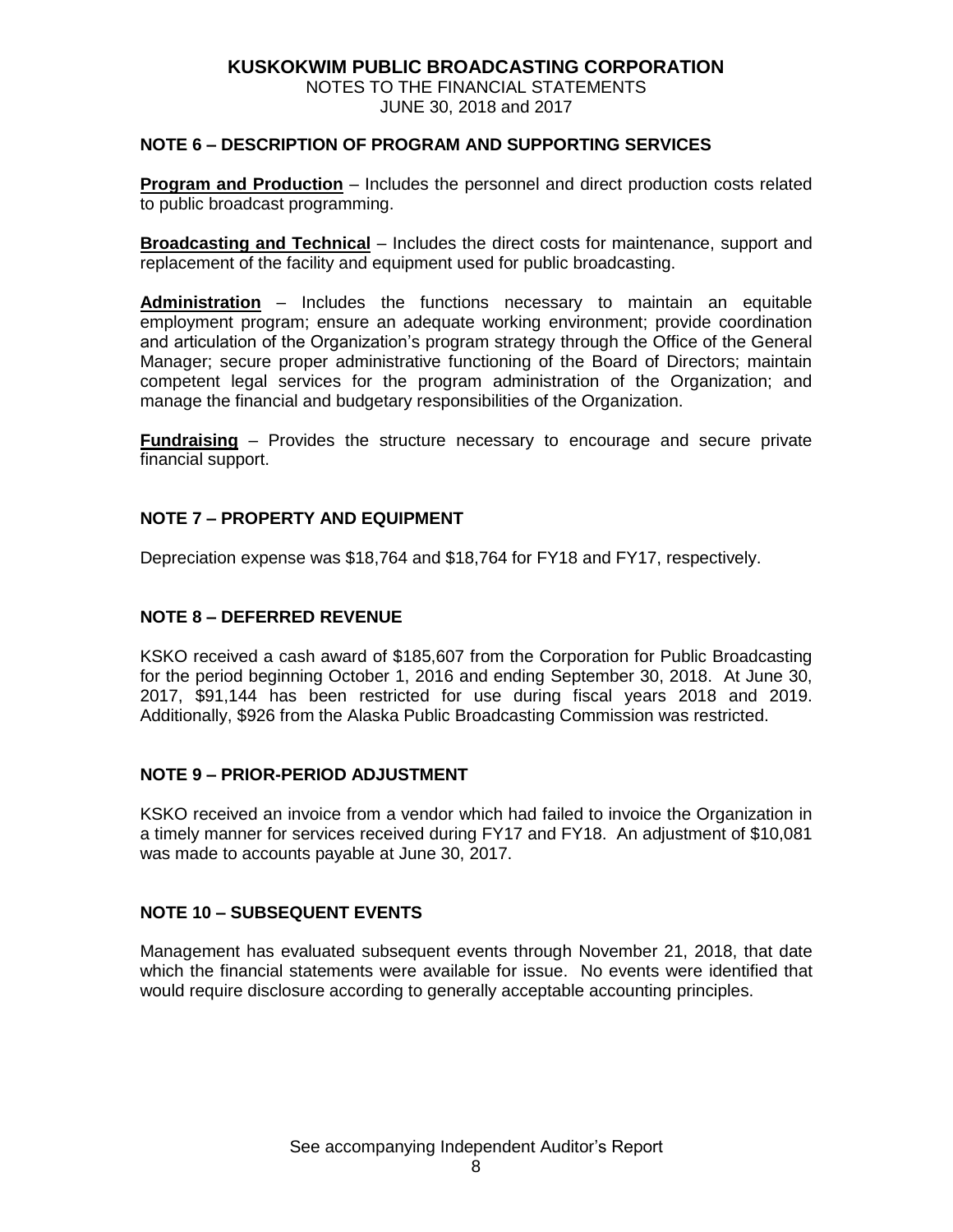**KUSKOKWIM PUBLIC BROADCASTING CORPORATION**
NOTES TO THE FINANCIAL STATEMENTS
JUNE 30, 2018 and 2017

## NOTE 6 – DESCRIPTION OF PROGRAM AND SUPPORTING SERVICES

**Program and Production** – Includes the personnel and direct production costs related to public broadcast programming.

**Broadcasting and Technical** – Includes the direct costs for maintenance, support and replacement of the facility and equipment used for public broadcasting.

**Administration** – Includes the functions necessary to maintain an equitable employment program; ensure an adequate working environment; provide coordination and articulation of the Organization's program strategy through the Office of the General Manager; secure proper administrative functioning of the Board of Directors; maintain competent legal services for the program administration of the Organization; and manage the financial and budgetary responsibilities of the Organization.

**Fundraising** – Provides the structure necessary to encourage and secure private financial support.

## NOTE 7 – PROPERTY AND EQUIPMENT

Depreciation expense was $18,764 and $18,764 for FY18 and FY17, respectively.

## NOTE 8 – DEFERRED REVENUE

KSKO received a cash award of $185,607 from the Corporation for Public Broadcasting for the period beginning October 1, 2016 and ending September 30, 2018. At June 30, 2017, $91,144 has been restricted for use during fiscal years 2018 and 2019. Additionally, $926 from the Alaska Public Broadcasting Commission was restricted.

## NOTE 9 – PRIOR-PERIOD ADJUSTMENT

KSKO received an invoice from a vendor which had failed to invoice the Organization in a timely manner for services received during FY17 and FY18. An adjustment of $10,081 was made to accounts payable at June 30, 2017.

## NOTE 10 – SUBSEQUENT EVENTS

Management has evaluated subsequent events through November 21, 2018, that date which the financial statements were available for issue. No events were identified that would require disclosure according to generally acceptable accounting principles.

See accompanying Independent Auditor's Report